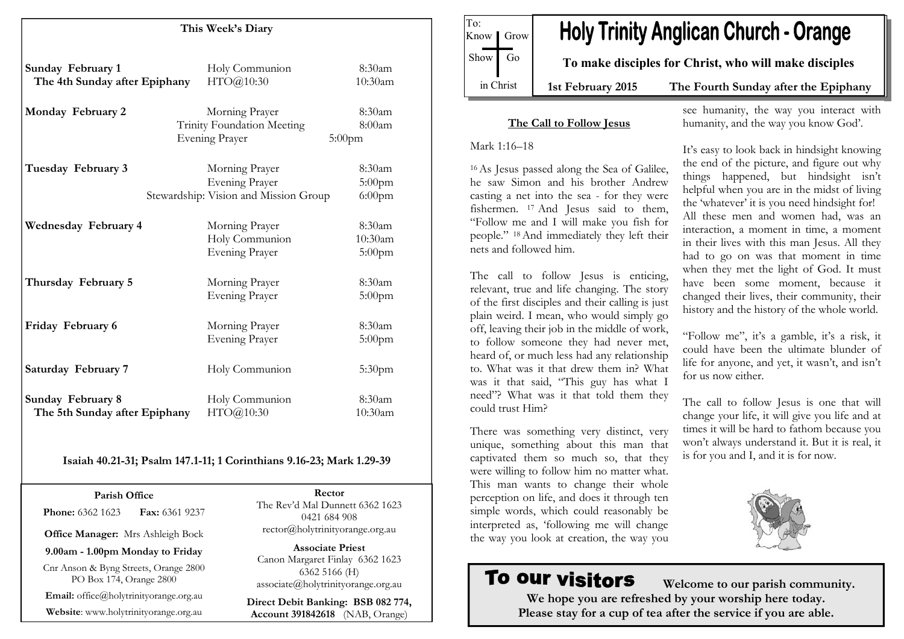# Holy Trinity Anglican Church - Orange

To: Know | Grow | Show | Go in Christ

**To make disciples for Christ, who will make disciples**

**1st February 2015** | **The Fourth Sunday after the Epiphany**

## This Week's Diary

| | | |
|---|---|---|
| **Sunday February 1** | Holy Communion | 8:30am |
| **The 4th Sunday after Epiphany** | HTO@10:30 | 10:30am |
| **Monday February 2** | Morning Prayer | 8:30am |
| | Trinity Foundation Meeting | 8:00am |
| | Evening Prayer | 5:00pm |
| **Tuesday February 3** | Morning Prayer | 8:30am |
| | Evening Prayer | 5:00pm |
| | Stewardship: Vision and Mission Group | 6:00pm |
| **Wednesday February 4** | Morning Prayer | 8:30am |
| | Holy Communion | 10:30am |
| | Evening Prayer | 5:00pm |
| **Thursday February 5** | Morning Prayer | 8:30am |
| | Evening Prayer | 5:00pm |
| **Friday February 6** | Morning Prayer | 8:30am |
| | Evening Prayer | 5:00pm |
| **Saturday February 7** | Holy Communion | 5:30pm |
| **Sunday February 8** | Holy Communion | 8:30am |
| **The 5th Sunday after Epiphany** | HTO@10:30 | 10:30am |

**Isaiah 40.21-31; Psalm 147.1-11; 1 Corinthians 9.16-23; Mark 1.29-39**

**Parish Office**

**Phone:** 6362 1623 **Fax:** 6361 9237

**Office Manager:** Mrs Ashleigh Bock

**9.00am - 1.00pm Monday to Friday**

Cnr Anson & Byng Streets, Orange 2800
PO Box 174, Orange 2800

**Email:** office@holytrinityorange.org.au

**Website**: www.holytrinityorange.org.au

**Rector**

The Rev'd Mal Dunnett 6362 1623
0421 684 908
rector@holytrinityorange.org.au

**Associate Priest**

Canon Margaret Finlay 6362 1623
6362 5166 (H)
associate@holytrinityorange.org.au

**Direct Debit Banking: BSB 082 774, Account 391842618** (NAB, Orange)

## The Call to Follow Jesus

Mark 1:16–18

[16] As Jesus passed along the Sea of Galilee, he saw Simon and his brother Andrew casting a net into the sea - for they were fishermen. [17] And Jesus said to them, "Follow me and I will make you fish for people." [18] And immediately they left their nets and followed him.

The call to follow Jesus is enticing, relevant, true and life changing. The story of the first disciples and their calling is just plain weird. I mean, who would simply go off, leaving their job in the middle of work, to follow someone they had never met, heard of, or much less had any relationship to. What was it that drew them in? What was it that said, "This guy has what I need"? What was it that told them they could trust Him?

There was something very distinct, very unique, something about this man that captivated them so much so, that they were willing to follow him no matter what. This man wants to change their whole perception on life, and does it through ten simple words, which could reasonably be interpreted as, 'following me will change the way you look at creation, the way you see humanity, the way you interact with humanity, and the way you know God'.

It's easy to look back in hindsight knowing the end of the picture, and figure out why things happened, but hindsight isn't helpful when you are in the midst of living the 'whatever' it is you need hindsight for! All these men and women had, was an interaction, a moment in time, a moment in their lives with this man Jesus. All they had to go on was that moment in time when they met the light of God. It must have been some moment, because it changed their lives, their community, their history and the history of the whole world.

"Follow me", it's a gamble, it's a risk, it could have been the ultimate blunder of life for anyone, and yet, it wasn't, and isn't for us now either.

The call to follow Jesus is one that will change your life, it will give you life and at times it will be hard to fathom because you won't always understand it. But it is real, it is for you and I, and it is for now.

## To our visitors

**Welcome to our parish community.**
**We hope you are refreshed by your worship here today.**
**Please stay for a cup of tea after the service if you are able.**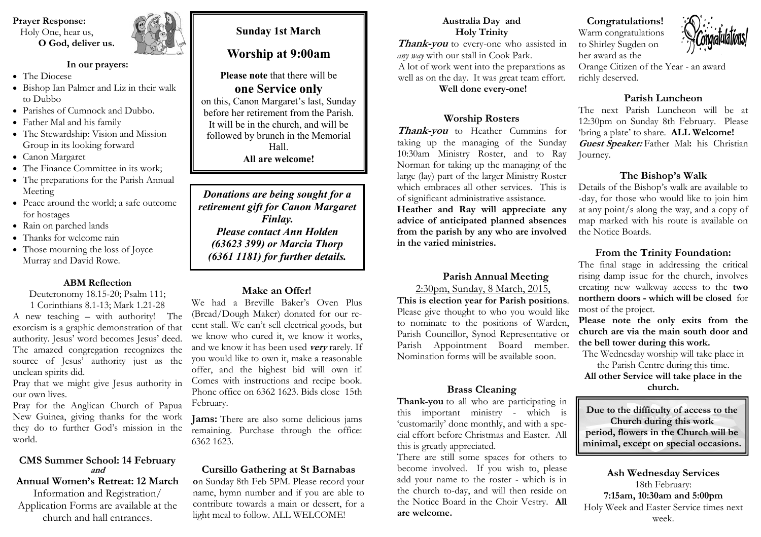**Prayer Response:**
Holy One, hear us,
**O God, deliver us.**

**In our prayers:**

- The Diocese
- Bishop Ian Palmer and Liz in their walk to Dubbo
- Parishes of Cumnock and Dubbo.
- Father Mal and his family
- The Stewardship: Vision and Mission Group in its looking forward
- Canon Margaret
- The Finance Committee in its work;
- The preparations for the Parish Annual Meeting
- Peace around the world; a safe outcome for hostages
- Rain on parched lands
- Thanks for welcome rain
- Those mourning the loss of Joyce Murray and David Rowe.

### ABM Reflection

Deuteronomy 18.15-20; Psalm 111;
1 Corinthians 8.1-13; Mark 1.21-28

A new teaching – with authority! The exorcism is a graphic demonstration of that authority. Jesus' word becomes Jesus' deed. The amazed congregation recognizes the source of Jesus' authority just as the unclean spirits did.

Pray that we might give Jesus authority in our own lives.

Pray for the Anglican Church of Papua New Guinea, giving thanks for the work they do to further God's mission in the world.

### CMS Summer School: 14 February *and* Annual Women's Retreat: 12 March

Information and Registration/ Application Forms are available at the church and hall entrances.

---

### Sunday 1st March

## Worship at 9:00am

**Please note** that there will be
**one Service only**
on this, Canon Margaret's last, Sunday before her retirement from the Parish. It will be in the church, and will be followed by brunch in the Memorial Hall.
**All are welcome!**

---

***Donations are being sought for a retirement gift for Canon Margaret Finlay. Please contact Ann Holden (63623 399) or Marcia Thorp (6361 1181) for further details.***

---

### Make an Offer!

We had a Breville Baker's Oven Plus (Bread/Dough Maker) donated for our recent stall. We can't sell electrical goods, but we know who cured it, we know it works, and we know it has been used ***very*** rarely. If you would like to own it, make a reasonable offer, and the highest bid will own it! Comes with instructions and recipe book. Phone office on 6362 1623. Bids close 15th February.

**Jams:** There are also some delicious jams remaining. Purchase through the office: 6362 1623.

### Cursillo Gathering at St Barnabas

**o**n Sunday 8th Feb 5PM. Please record your name, hymn number and if you are able to contribute towards a main or dessert, for a light meal to follow. ALL WELCOME!

### Australia Day and Holy Trinity

***Thank-you*** to every-one who assisted in *any way* with our stall in Cook Park.
A lot of work went into the preparations as well as on the day. It was great team effort.
**Well done every-one!**

### Worship Rosters

***Thank-you*** to Heather Cummins for taking up the managing of the Sunday 10:30am Ministry Roster, and to Ray Norman for taking up the managing of the large (lay) part of the larger Ministry Roster which embraces all other services. This is of significant administrative assistance.
**Heather and Ray will appreciate any advice of anticipated planned absences from the parish by any who are involved in the varied ministries.**

### Parish Annual Meeting

2:30pm, Sunday, 8 March, 2015,
**This is election year for Parish positions**. Please give thought to who you would like to nominate to the positions of Warden, Parish Councillor, Synod Representative or Parish Appointment Board member. Nomination forms will be available soon.

### Brass Cleaning

**Thank-you** to all who are participating in this important ministry - which is 'customarily' done monthly, and with a special effort before Christmas and Easter. All this is greatly appreciated.
There are still some spaces for others to become involved. If you wish to, please add your name to the roster - which is in the church to-day, and will then reside on the Notice Board in the Choir Vestry. **All are welcome.**

### Congratulations!

Warm congratulations to Shirley Sugden on her award as the Orange Citizen of the Year - an award richly deserved.

### Parish Luncheon

The next Parish Luncheon will be at 12:30pm on Sunday 8th February. Please 'bring a plate' to share. **ALL Welcome!**
***Guest Speaker:*** Father Mal**:** his Christian Journey.

### The Bishop's Walk

Details of the Bishop's walk are available to-day, for those who would like to join him at any point/s along the way, and a copy of map marked with his route is available on the Notice Boards.

### From the Trinity Foundation:

The final stage in addressing the critical rising damp issue for the church, involves creating new walkway access to the **two northern doors - which will be closed** for most of the project.
**Please note the only exits from the church are via the main south door and the bell tower during this work.**
The Wednesday worship will take place in the Parish Centre during this time.
**All other Service will take place in the church.**

---

**Due to the difficulty of access to the Church during this work period, flowers in the Church will be minimal, except on special occasions.**

---

### Ash Wednesday Services

18th February:
**7:15am, 10:30am and 5:00pm**
Holy Week and Easter Service times next week.